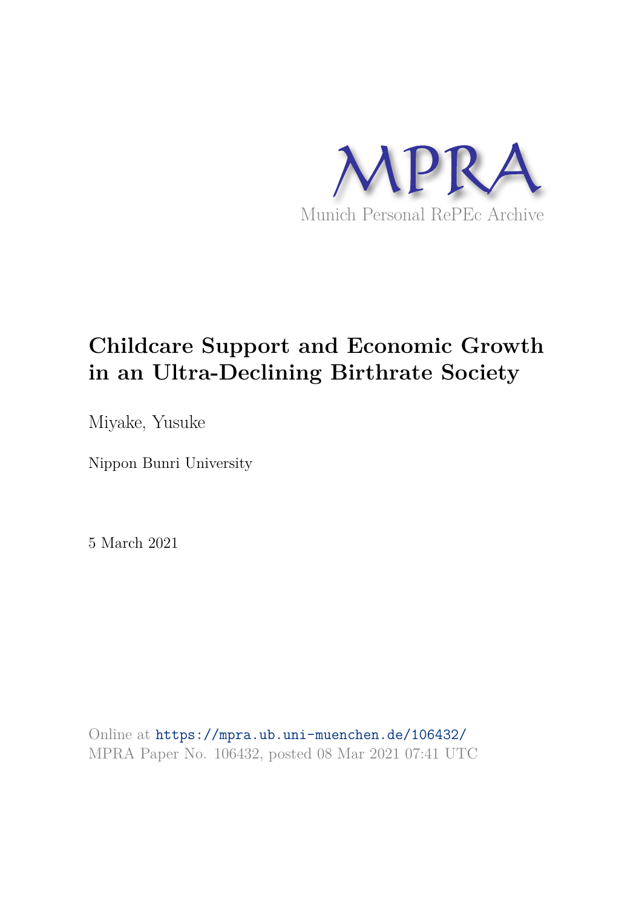MPRA

Munich Personal RePEc Archive

# Childcare Support and Economic Growth in an Ultra-Declining Birthrate Society

Miyake, Yusuke

Nippon Bunri University

5 March 2021

Online at https://mpra.ub.uni-muenchen.de/106432/
MPRA Paper No. 106432, posted 08 Mar 2021 07:41 UTC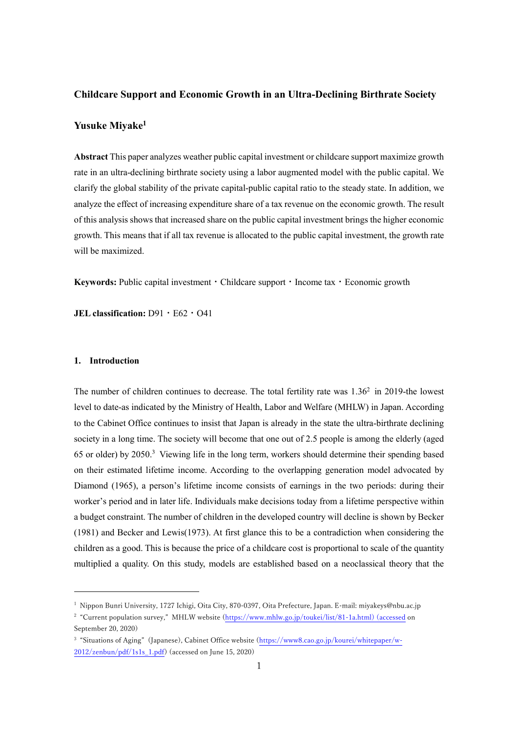# Childcare Support and Economic Growth in an Ultra-Declining Birthrate Society

## Yusuke Miyake[1]

**Abstract** This paper analyzes weather public capital investment or childcare support maximize growth rate in an ultra-declining birthrate society using a labor augmented model with the public capital. We clarify the global stability of the private capital-public capital ratio to the steady state. In addition, we analyze the effect of increasing expenditure share of a tax revenue on the economic growth. The result of this analysis shows that increased share on the public capital investment brings the higher economic growth. This means that if all tax revenue is allocated to the public capital investment, the growth rate will be maximized.

**Keywords:** Public capital investment・Childcare support・Income tax・Economic growth

**JEL classification:** D91・E62・O41

### 1. Introduction

The number of children continues to decrease. The total fertility rate was 1.36[2] in 2019-the lowest level to date-as indicated by the Ministry of Health, Labor and Welfare (MHLW) in Japan. According to the Cabinet Office continues to insist that Japan is already in the state the ultra-birthrate declining society in a long time. The society will become that one out of 2.5 people is among the elderly (aged 65 or older) by 2050.[3] Viewing life in the long term, workers should determine their spending based on their estimated lifetime income. According to the overlapping generation model advocated by Diamond (1965), a person's lifetime income consists of earnings in the two periods: during their worker's period and in later life. Individuals make decisions today from a lifetime perspective within a budget constraint. The number of children in the developed country will decline is shown by Becker (1981) and Becker and Lewis(1973). At first glance this to be a contradiction when considering the children as a good. This is because the price of a childcare cost is proportional to scale of the quantity multiplied a quality. On this study, models are established based on a neoclassical theory that the

---

[1] Nippon Bunri University, 1727 Ichigi, Oita City, 870-0397, Oita Prefecture, Japan. E-mail: miyakeys@nbu.ac.jp

[2] "Current population survey," MHLW website (https://www.mhlw.go.jp/toukei/list/81-1a.html) (accessed on September 20, 2020)

[3] "Situations of Aging" (Japanese), Cabinet Office website (https://www8.cao.go.jp/kourei/whitepaper/w-2012/zenbun/pdf/1s1s_1.pdf) (accessed on June 15, 2020)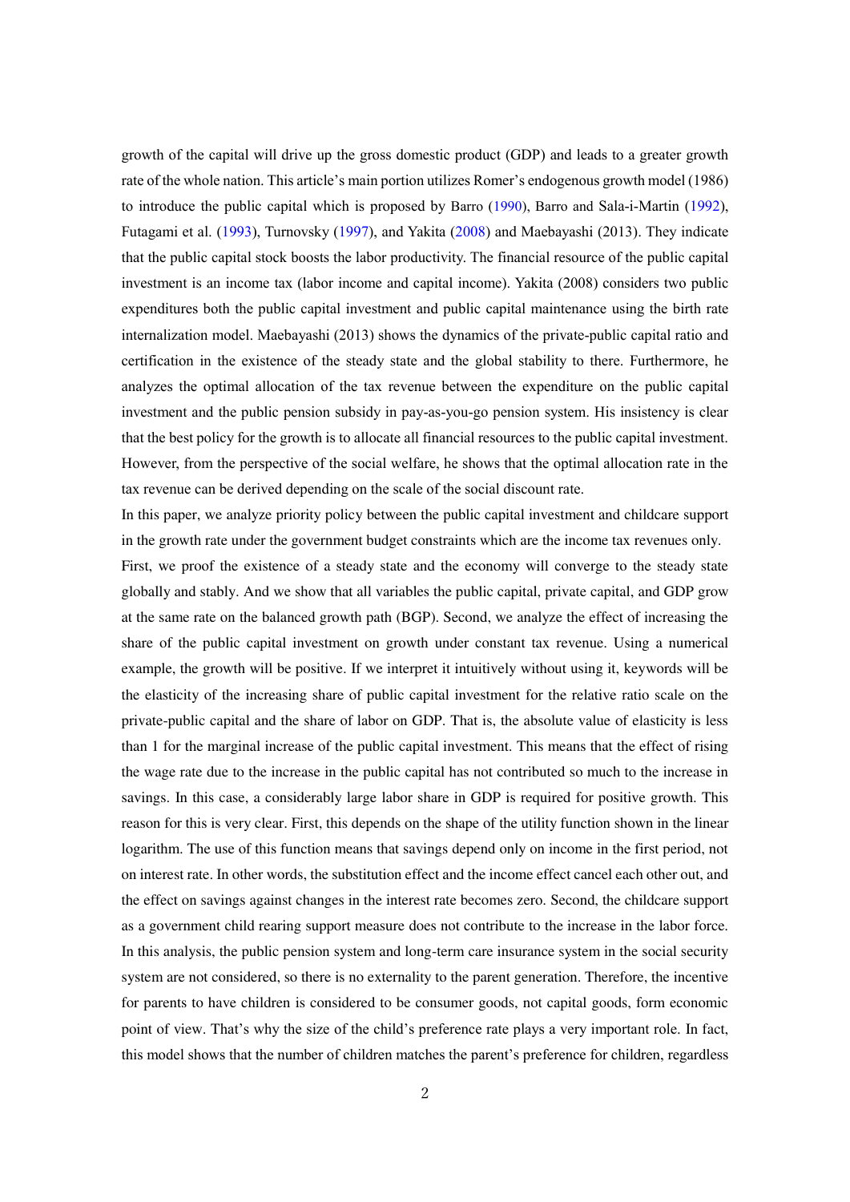growth of the capital will drive up the gross domestic product (GDP) and leads to a greater growth rate of the whole nation. This article's main portion utilizes Romer's endogenous growth model (1986) to introduce the public capital which is proposed by Barro (1990), Barro and Sala-i-Martin (1992), Futagami et al. (1993), Turnovsky (1997), and Yakita (2008) and Maebayashi (2013). They indicate that the public capital stock boosts the labor productivity. The financial resource of the public capital investment is an income tax (labor income and capital income). Yakita (2008) considers two public expenditures both the public capital investment and public capital maintenance using the birth rate internalization model. Maebayashi (2013) shows the dynamics of the private-public capital ratio and certification in the existence of the steady state and the global stability to there. Furthermore, he analyzes the optimal allocation of the tax revenue between the expenditure on the public capital investment and the public pension subsidy in pay-as-you-go pension system. His insistency is clear that the best policy for the growth is to allocate all financial resources to the public capital investment. However, from the perspective of the social welfare, he shows that the optimal allocation rate in the tax revenue can be derived depending on the scale of the social discount rate.

In this paper, we analyze priority policy between the public capital investment and childcare support in the growth rate under the government budget constraints which are the income tax revenues only.

First, we proof the existence of a steady state and the economy will converge to the steady state globally and stably. And we show that all variables the public capital, private capital, and GDP grow at the same rate on the balanced growth path (BGP). Second, we analyze the effect of increasing the share of the public capital investment on growth under constant tax revenue. Using a numerical example, the growth will be positive. If we interpret it intuitively without using it, keywords will be the elasticity of the increasing share of public capital investment for the relative ratio scale on the private-public capital and the share of labor on GDP. That is, the absolute value of elasticity is less than 1 for the marginal increase of the public capital investment. This means that the effect of rising the wage rate due to the increase in the public capital has not contributed so much to the increase in savings. In this case, a considerably large labor share in GDP is required for positive growth. This reason for this is very clear. First, this depends on the shape of the utility function shown in the linear logarithm. The use of this function means that savings depend only on income in the first period, not on interest rate. In other words, the substitution effect and the income effect cancel each other out, and the effect on savings against changes in the interest rate becomes zero. Second, the childcare support as a government child rearing support measure does not contribute to the increase in the labor force. In this analysis, the public pension system and long-term care insurance system in the social security system are not considered, so there is no externality to the parent generation. Therefore, the incentive for parents to have children is considered to be consumer goods, not capital goods, form economic point of view. That's why the size of the child's preference rate plays a very important role. In fact, this model shows that the number of children matches the parent's preference for children, regardless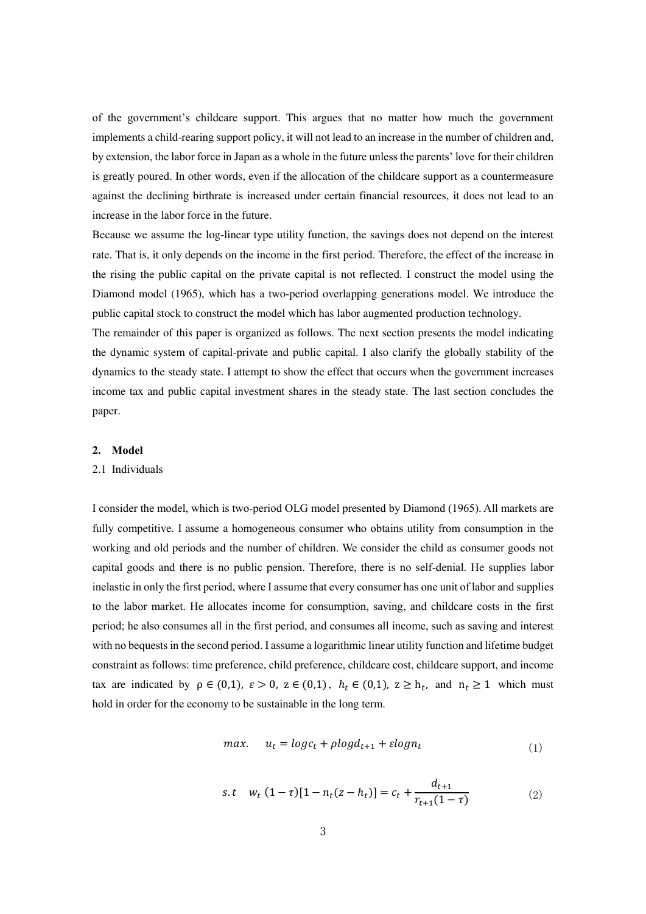of the government's childcare support. This argues that no matter how much the government implements a child-rearing support policy, it will not lead to an increase in the number of children and, by extension, the labor force in Japan as a whole in the future unless the parents' love for their children is greatly poured. In other words, even if the allocation of the childcare support as a countermeasure against the declining birthrate is increased under certain financial resources, it does not lead to an increase in the labor force in the future.

Because we assume the log-linear type utility function, the savings does not depend on the interest rate. That is, it only depends on the income in the first period. Therefore, the effect of the increase in the rising the public capital on the private capital is not reflected. I construct the model using the Diamond model (1965), which has a two-period overlapping generations model. We introduce the public capital stock to construct the model which has labor augmented production technology.

The remainder of this paper is organized as follows. The next section presents the model indicating the dynamic system of capital-private and public capital. I also clarify the globally stability of the dynamics to the steady state. I attempt to show the effect that occurs when the government increases income tax and public capital investment shares in the steady state. The last section concludes the paper.

## 2. Model

### 2.1 Individuals

I consider the model, which is two-period OLG model presented by Diamond (1965). All markets are fully competitive. I assume a homogeneous consumer who obtains utility from consumption in the working and old periods and the number of children. We consider the child as consumer goods not capital goods and there is no public pension. Therefore, there is no self-denial. He supplies labor inelastic in only the first period, where I assume that every consumer has one unit of labor and supplies to the labor market. He allocates income for consumption, saving, and childcare costs in the first period; he also consumes all in the first period, and consumes all income, such as saving and interest with no bequests in the second period. I assume a logarithmic linear utility function and lifetime budget constraint as follows: time preference, child preference, childcare cost, childcare support, and income tax are indicated by $\rho \in (0,1)$, $\varepsilon > 0$, $z \in (0,1)$, $h_t \in (0,1)$, $z \geq h_t$, and $n_t \geq 1$ which must hold in order for the economy to be sustainable in the long term.

$$max. \quad u_t = log c_t + \rho log d_{t+1} + \varepsilon log n_t \tag{1}$$

$$s.t \quad w_t\,(1-\tau)[1 - n_t(z - h_t)] = c_t + \frac{d_{t+1}}{r_{t+1}(1-\tau)} \tag{2}$$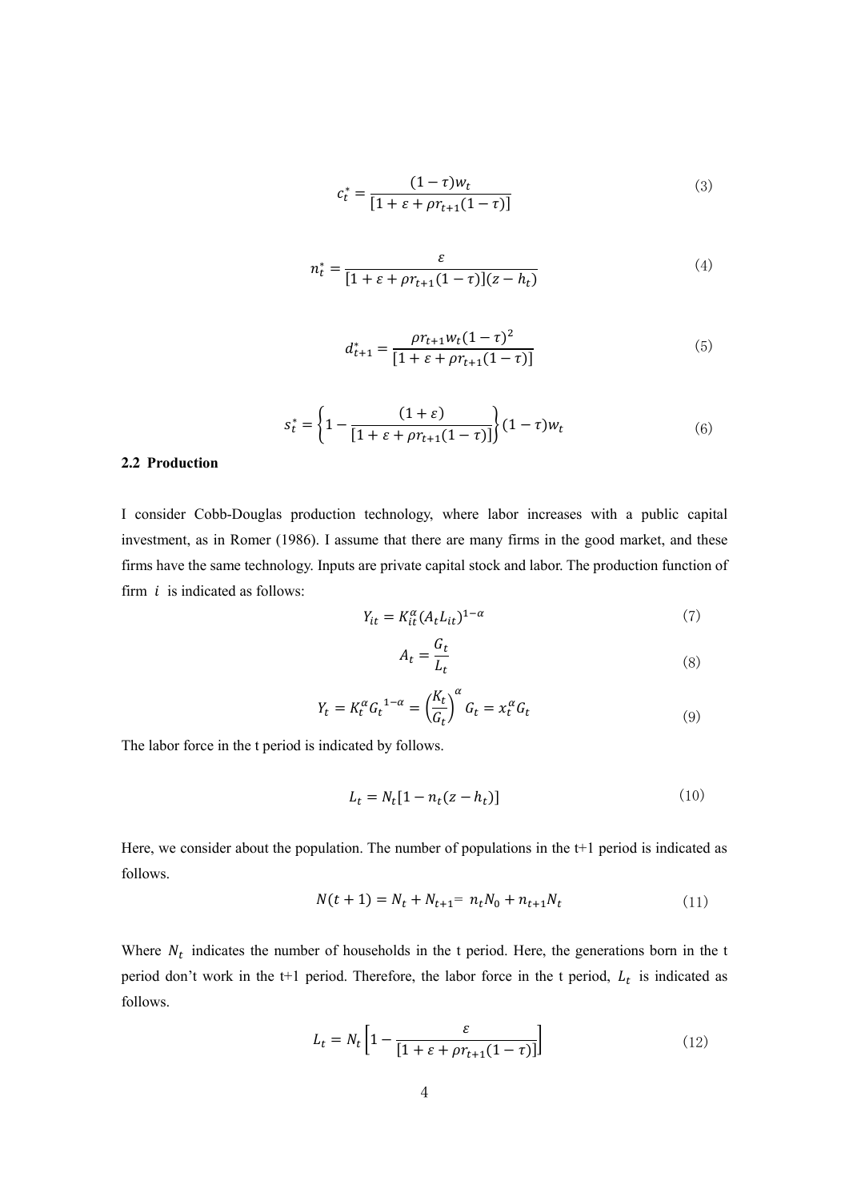$$c_t^* = \frac{(1-\tau)w_t}{[1+\varepsilon+\rho r_{t+1}(1-\tau)]} \tag{3}$$

$$n_t^* = \frac{\varepsilon}{[1+\varepsilon+\rho r_{t+1}(1-\tau)](z-h_t)} \tag{4}$$

$$d_{t+1}^* = \frac{\rho r_{t+1} w_t (1-\tau)^2}{[1+\varepsilon+\rho r_{t+1}(1-\tau)]} \tag{5}$$

$$s_t^* = \left\{1 - \frac{(1+\varepsilon)}{[1+\varepsilon+\rho r_{t+1}(1-\tau)]}\right\}(1-\tau)w_t \tag{6}$$

### 2.2 Production

I consider Cobb-Douglas production technology, where labor increases with a public capital investment, as in Romer (1986). I assume that there are many firms in the good market, and these firms have the same technology. Inputs are private capital stock and labor. The production function of firm $i$ is indicated as follows:

$$Y_{it} = K_{it}^{\alpha}(A_t L_{it})^{1-\alpha} \tag{7}$$

$$A_t = \frac{G_t}{L_t} \tag{8}$$

$$Y_t = K_t^{\alpha} {G_t}^{1-\alpha} = \left(\frac{K_t}{G_t}\right)^{\alpha} G_t = x_t^{\alpha} G_t \tag{9}$$

The labor force in the t period is indicated by follows.

$$L_t = N_t[1 - n_t(z-h_t)] \tag{10}$$

Here, we consider about the population. The number of populations in the t+1 period is indicated as follows.

$$N(t+1) = N_t + N_{t+1} = n_t N_0 + n_{t+1} N_t \tag{11}$$

Where $N_t$ indicates the number of households in the t period. Here, the generations born in the t period don't work in the t+1 period. Therefore, the labor force in the t period, $L_t$ is indicated as follows.

$$L_t = N_t\left[1 - \frac{\varepsilon}{[1+\varepsilon+\rho r_{t+1}(1-\tau)]}\right] \tag{12}$$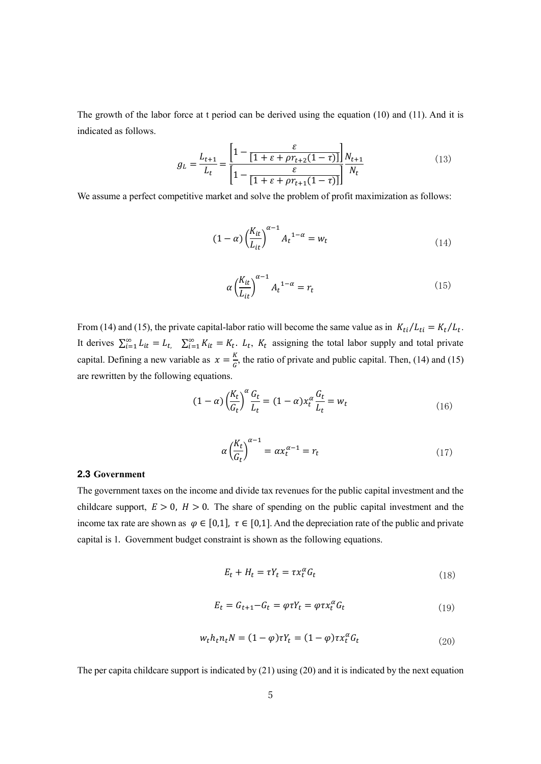The growth of the labor force at t period can be derived using the equation (10) and (11). And it is indicated as follows.

$$g_L = \frac{L_{t+1}}{L_t} = \frac{\left[1 - \frac{\varepsilon}{[1+\varepsilon+\rho r_{t+2}(1-\tau)]}\right]}{\left[1 - \frac{\varepsilon}{[1+\varepsilon+\rho r_{t+1}(1-\tau)]}\right]} \frac{N_{t+1}}{N_t} \tag{13}$$

We assume a perfect competitive market and solve the problem of profit maximization as follows:

$$(1-\alpha)\left(\frac{K_{it}}{L_{it}}\right)^{\alpha-1} {A_t}^{1-\alpha} = w_t \tag{14}$$

$$\alpha\left(\frac{K_{it}}{L_{it}}\right)^{\alpha-1} {A_t}^{1-\alpha} = r_t \tag{15}$$

From (14) and (15), the private capital-labor ratio will become the same value as in $K_{ti}/L_{ti} = K_t/L_t$. It derives $\sum_{i=1}^{\infty} L_{it} = L_t,\ \sum_{i=1}^{\infty} K_{it} = K_t$. $L_t$, $K_t$ assigning the total labor supply and total private capital. Defining a new variable as $x = \frac{K}{G}$, the ratio of private and public capital. Then, (14) and (15) are rewritten by the following equations.

$$(1-\alpha)\left(\frac{K_t}{G_t}\right)^{\alpha} \frac{G_t}{L_t} = (1-\alpha)x_t^{\alpha}\frac{G_t}{L_t} = w_t \tag{16}$$

$$\alpha\left(\frac{K_t}{G_t}\right)^{\alpha-1} = \alpha x_t^{\alpha-1} = r_t \tag{17}$$

### 2.3 Government

The government taxes on the income and divide tax revenues for the public capital investment and the childcare support, $E > 0,\ H > 0$. The share of spending on the public capital investment and the income tax rate are shown as $\varphi \in [0,1],\ \tau \in [0,1]$. And the depreciation rate of the public and private capital is 1. Government budget constraint is shown as the following equations.

$$E_t + H_t = \tau Y_t = \tau x_t^{\alpha} G_t \tag{18}$$

$$E_t = G_{t+1} - G_t = \varphi \tau Y_t = \varphi \tau x_t^{\alpha} G_t \tag{19}$$

$$w_t h_t n_t N = (1-\varphi)\tau Y_t = (1-\varphi)\tau x_t^{\alpha} G_t \tag{20}$$

The per capita childcare support is indicated by (21) using (20) and it is indicated by the next equation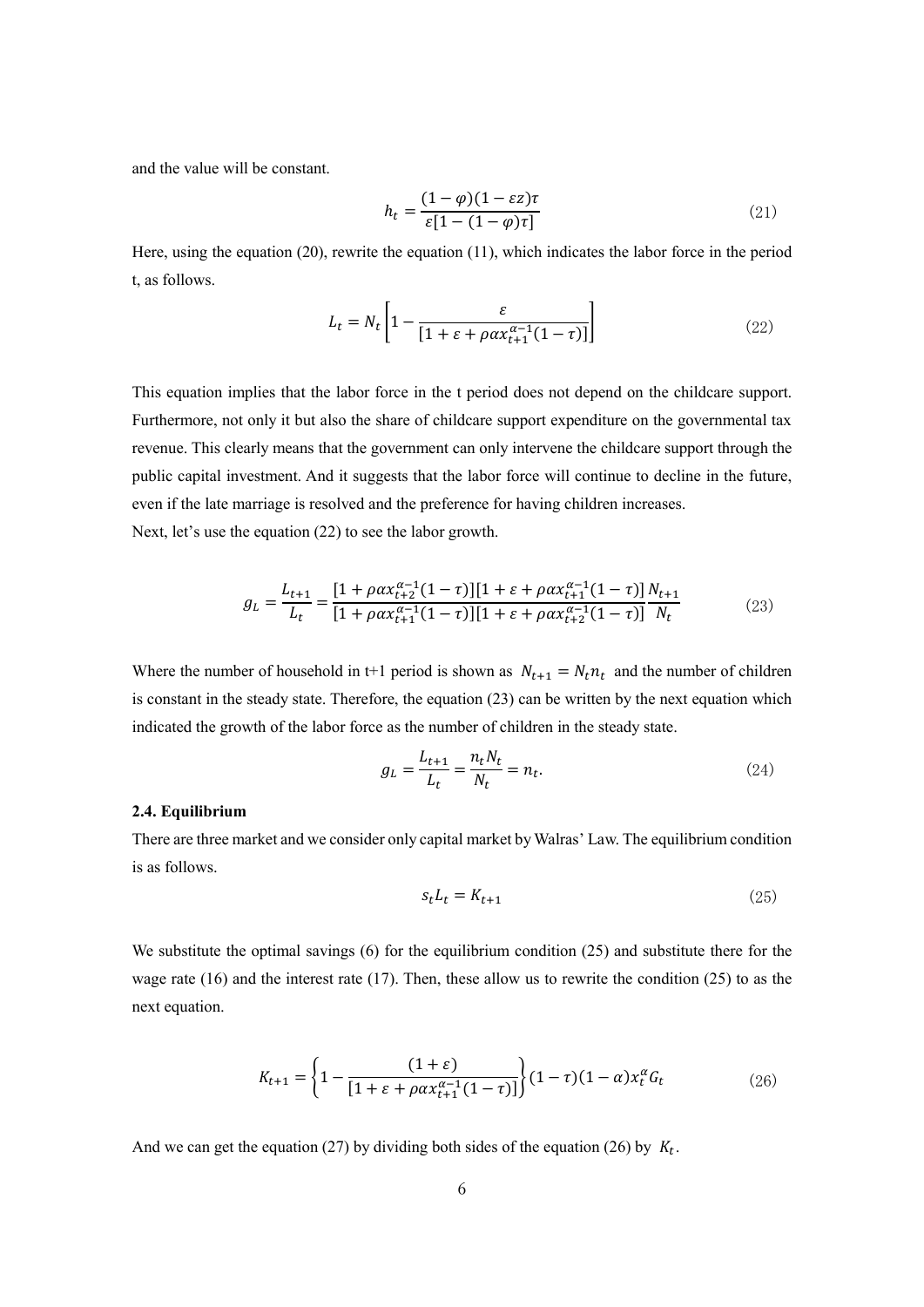and the value will be constant.

$$h_t = \frac{(1-\varphi)(1-\varepsilon z)\tau}{\varepsilon[1-(1-\varphi)\tau]} \tag{21}$$

Here, using the equation (20), rewrite the equation (11), which indicates the labor force in the period t, as follows.

$$L_t = N_t\left[1 - \frac{\varepsilon}{[1+\varepsilon+\rho\alpha x_{t+1}^{\alpha-1}(1-\tau)]}\right] \tag{22}$$

This equation implies that the labor force in the t period does not depend on the childcare support. Furthermore, not only it but also the share of childcare support expenditure on the governmental tax revenue. This clearly means that the government can only intervene the childcare support through the public capital investment. And it suggests that the labor force will continue to decline in the future, even if the late marriage is resolved and the preference for having children increases.
Next, let's use the equation (22) to see the labor growth.

$$g_L = \frac{L_{t+1}}{L_t} = \frac{[1+\rho\alpha x_{t+2}^{\alpha-1}(1-\tau)][1+\varepsilon+\rho\alpha x_{t+1}^{\alpha-1}(1-\tau)]}{[1+\rho\alpha x_{t+1}^{\alpha-1}(1-\tau)][1+\varepsilon+\rho\alpha x_{t+2}^{\alpha-1}(1-\tau)]}\frac{N_{t+1}}{N_t} \tag{23}$$

Where the number of household in t+1 period is shown as $N_{t+1} = N_t n_t$ and the number of children is constant in the steady state. Therefore, the equation (23) can be written by the next equation which indicated the growth of the labor force as the number of children in the steady state.

$$g_L = \frac{L_{t+1}}{L_t} = \frac{n_t N_t}{N_t} = n_t. \tag{24}$$

### 2.4. Equilibrium

There are three market and we consider only capital market by Walras' Law. The equilibrium condition is as follows.

$$s_t L_t = K_{t+1} \tag{25}$$

We substitute the optimal savings (6) for the equilibrium condition (25) and substitute there for the wage rate (16) and the interest rate (17). Then, these allow us to rewrite the condition (25) to as the next equation.

$$K_{t+1} = \left\{1 - \frac{(1+\varepsilon)}{[1+\varepsilon+\rho\alpha x_{t+1}^{\alpha-1}(1-\tau)]}\right\}(1-\tau)(1-\alpha)x_t^{\alpha}G_t \tag{26}$$

And we can get the equation (27) by dividing both sides of the equation (26) by $K_t$.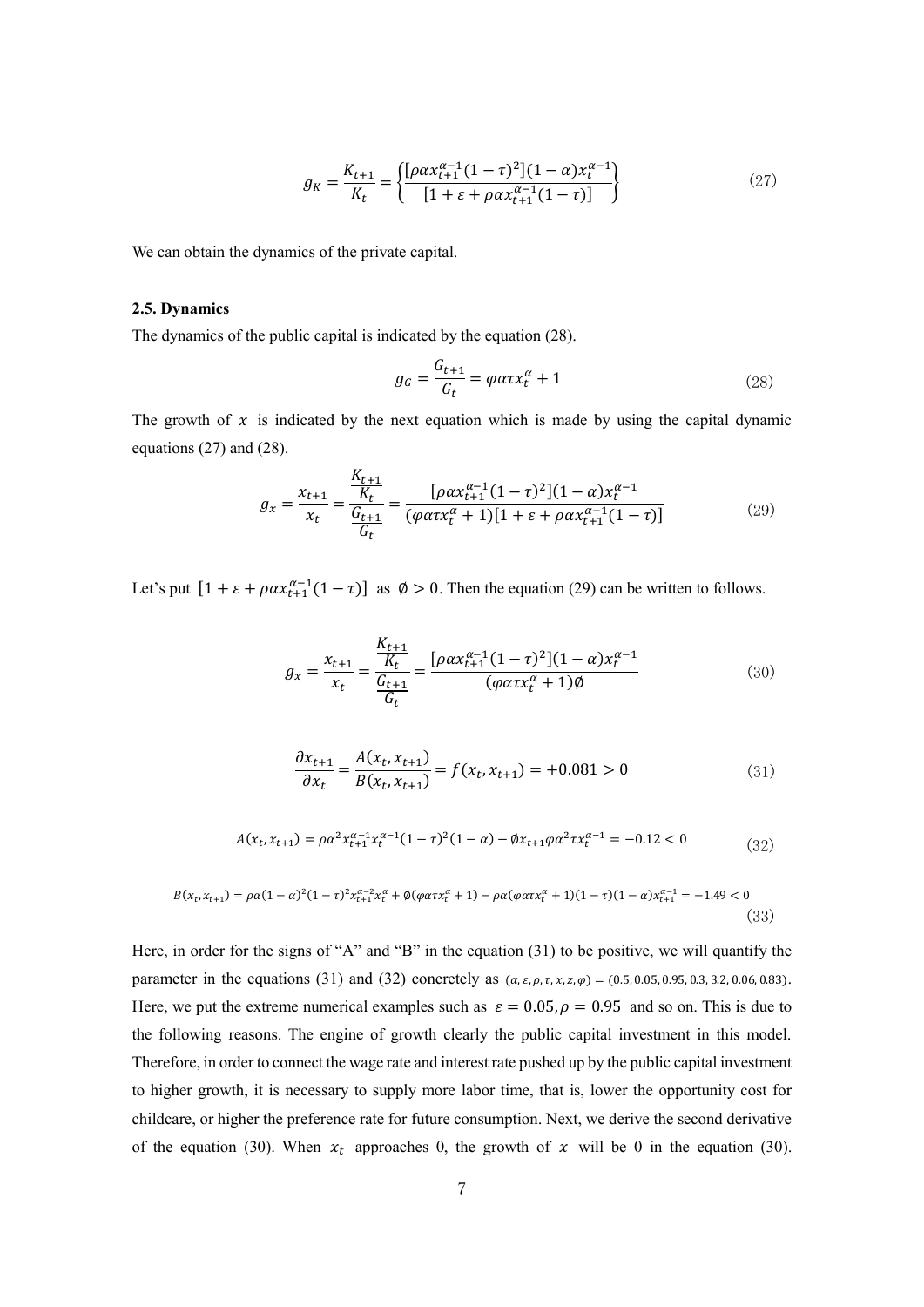$$g_K = \frac{K_{t+1}}{K_t} = \left\{ \frac{[\rho\alpha x_{t+1}^{\alpha-1}(1-\tau)^2](1-\alpha)x_t^{\alpha-1}}{[1+\varepsilon+\rho\alpha x_{t+1}^{\alpha-1}(1-\tau)]} \right\} \tag{27}$$

We can obtain the dynamics of the private capital.

### 2.5. Dynamics

The dynamics of the public capital is indicated by the equation (28).

$$g_G = \frac{G_{t+1}}{G_t} = \varphi\alpha\tau x_t^{\alpha} + 1 \tag{28}$$

The growth of $x$ is indicated by the next equation which is made by using the capital dynamic equations (27) and (28).

$$g_x = \frac{x_{t+1}}{x_t} = \frac{\frac{K_{t+1}}{K_t}}{\frac{G_{t+1}}{G_t}} = \frac{[\rho\alpha x_{t+1}^{\alpha-1}(1-\tau)^2](1-\alpha)x_t^{\alpha-1}}{(\varphi\alpha\tau x_t^{\alpha}+1)[1+\varepsilon+\rho\alpha x_{t+1}^{\alpha-1}(1-\tau)]} \tag{29}$$

Let's put $[1+\varepsilon+\rho\alpha x_{t+1}^{\alpha-1}(1-\tau)]$ as $\emptyset > 0$. Then the equation (29) can be written to follows.

$$g_x = \frac{x_{t+1}}{x_t} = \frac{\frac{K_{t+1}}{K_t}}{\frac{G_{t+1}}{G_t}} = \frac{[\rho\alpha x_{t+1}^{\alpha-1}(1-\tau)^2](1-\alpha)x_t^{\alpha-1}}{(\varphi\alpha\tau x_t^{\alpha}+1)\emptyset} \tag{30}$$

$$\frac{\partial x_{t+1}}{\partial x_t} = \frac{A(x_t, x_{t+1})}{B(x_t, x_{t+1})} = f(x_t, x_{t+1}) = +0.081 > 0 \tag{31}$$

$$A(x_t, x_{t+1}) = \rho\alpha^2 x_{t+1}^{\alpha-1} x_t^{\alpha-1}(1-\tau)^2(1-\alpha) - \emptyset x_{t+1}\varphi\alpha^2\tau x_t^{\alpha-1} = -0.12 < 0 \tag{32}$$

$$B(x_t, x_{t+1}) = \rho\alpha(1-\alpha)^2(1-\tau)^2 x_{t+1}^{\alpha-2} x_t^{\alpha} + \emptyset(\varphi\alpha\tau x_t^{\alpha}+1) - \rho\alpha(\varphi\alpha\tau x_t^{\alpha}+1)(1-\tau)(1-\alpha)x_{t+1}^{\alpha-1} = -1.49 < 0 \tag{33}$$

Here, in order for the signs of "A" and "B" in the equation (31) to be positive, we will quantify the parameter in the equations (31) and (32) concretely as $(\alpha, \varepsilon, \rho, \tau, x, z, \varphi) = (0.5, 0.05, 0.95, 0.3, 3.2, 0.06, 0.83)$. Here, we put the extreme numerical examples such as $\varepsilon = 0.05, \rho = 0.95$ and so on. This is due to the following reasons. The engine of growth clearly the public capital investment in this model. Therefore, in order to connect the wage rate and interest rate pushed up by the public capital investment to higher growth, it is necessary to supply more labor time, that is, lower the opportunity cost for childcare, or higher the preference rate for future consumption. Next, we derive the second derivative of the equation (30). When $x_t$ approaches 0, the growth of $x$ will be 0 in the equation (30).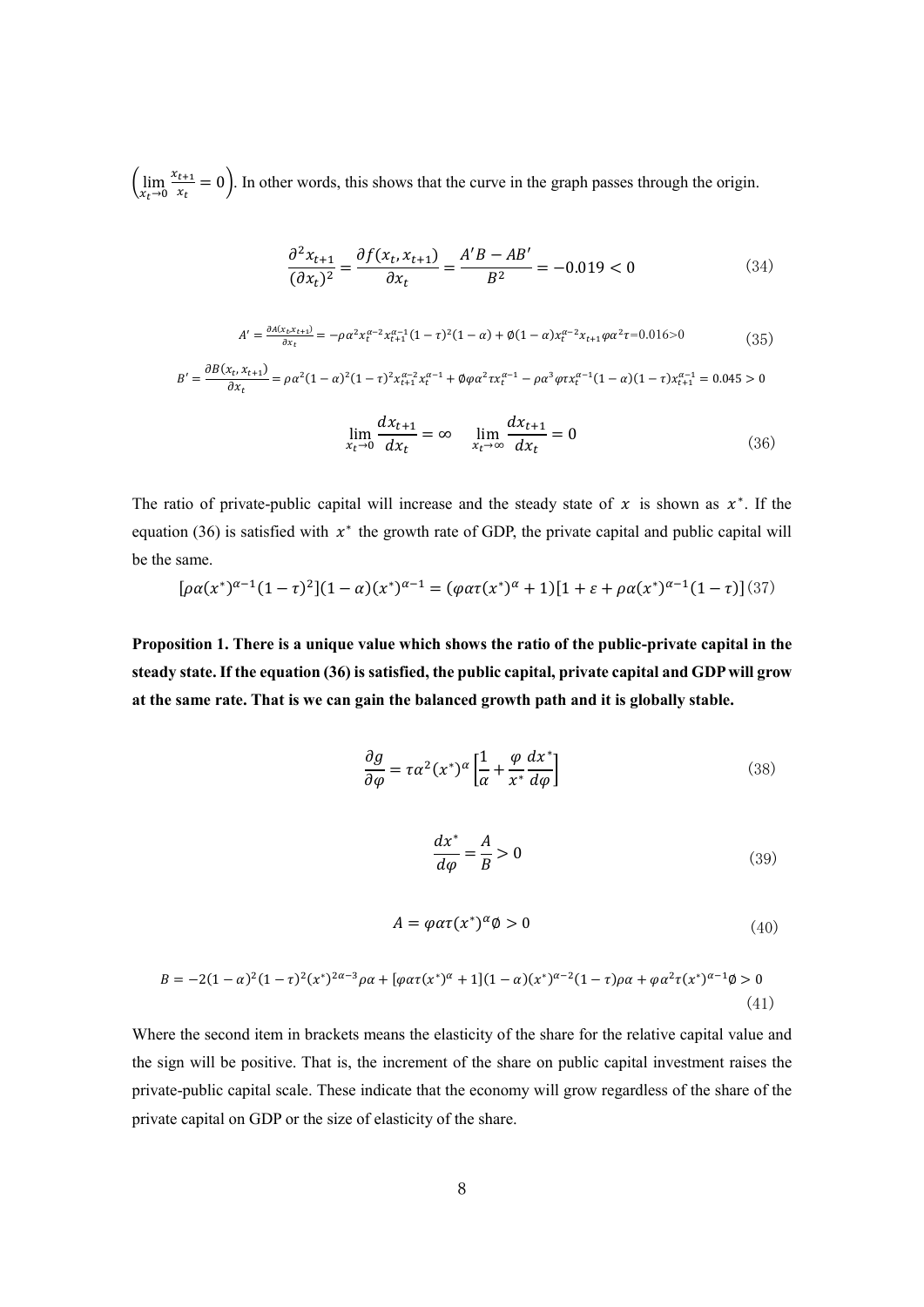$\left(\lim_{x_t \to 0} \frac{x_{t+1}}{x_t} = 0\right)$. In other words, this shows that the curve in the graph passes through the origin.

$$\frac{\partial^2 x_{t+1}}{(\partial x_t)^2} = \frac{\partial f(x_t, x_{t+1})}{\partial x_t} = \frac{A'B - AB'}{B^2} = -0.019 < 0 \tag{34}$$

$$A' = \frac{\partial A(x_t, x_{t+1})}{\partial x_t} = -\rho\alpha^2 x_t^{\alpha-2} x_{t+1}^{\alpha-1}(1-\tau)^2(1-\alpha) + \emptyset(1-\alpha)x_t^{\alpha-2}x_{t+1}\varphi\alpha^2\tau = 0.016 > 0 \tag{35}$$

$$B' = \frac{\partial B(x_t, x_{t+1})}{\partial x_t} = \rho\alpha^2(1-\alpha)^2(1-\tau)^2 x_{t+1}^{\alpha-2} x_t^{\alpha-1} + \emptyset\varphi\alpha^2\tau x_t^{\alpha-1} - \rho\alpha^3\varphi\tau x_t^{\alpha-1}(1-\alpha)(1-\tau)x_{t+1}^{\alpha-1} = 0.045 > 0$$

$$\lim_{x_t \to 0} \frac{dx_{t+1}}{dx_t} = \infty \quad \lim_{x_t \to \infty} \frac{dx_{t+1}}{dx_t} = 0 \tag{36}$$

The ratio of private-public capital will increase and the steady state of $x$ is shown as $x^*$. If the equation (36) is satisfied with $x^*$ the growth rate of GDP, the private capital and public capital will be the same.

$$[\rho\alpha(x^*)^{\alpha-1}(1-\tau)^2](1-\alpha)(x^*)^{\alpha-1} = (\varphi\alpha\tau(x^*)^\alpha + 1)[1 + \varepsilon + \rho\alpha(x^*)^{\alpha-1}(1-\tau)] \tag{37}$$

**Proposition 1. There is a unique value which shows the ratio of the public-private capital in the steady state. If the equation (36) is satisfied, the public capital, private capital and GDP will grow at the same rate. That is we can gain the balanced growth path and it is globally stable.**

$$\frac{\partial g}{\partial \varphi} = \tau\alpha^2(x^*)^\alpha \left[\frac{1}{\alpha} + \frac{\varphi}{x^*}\frac{dx^*}{d\varphi}\right] \tag{38}$$

$$\frac{dx^*}{d\varphi} = \frac{A}{B} > 0 \tag{39}$$

$$A = \varphi\alpha\tau(x^*)^\alpha \emptyset > 0 \tag{40}$$

$$B = -2(1-\alpha)^2(1-\tau)^2(x^*)^{2\alpha-3}\rho\alpha + [\varphi\alpha\tau(x^*)^\alpha + 1](1-\alpha)(x^*)^{\alpha-2}(1-\tau)\rho\alpha + \varphi\alpha^2\tau(x^*)^{\alpha-1}\emptyset > 0 \tag{41}$$

Where the second item in brackets means the elasticity of the share for the relative capital value and the sign will be positive. That is, the increment of the share on public capital investment raises the private-public capital scale. These indicate that the economy will grow regardless of the share of the private capital on GDP or the size of elasticity of the share.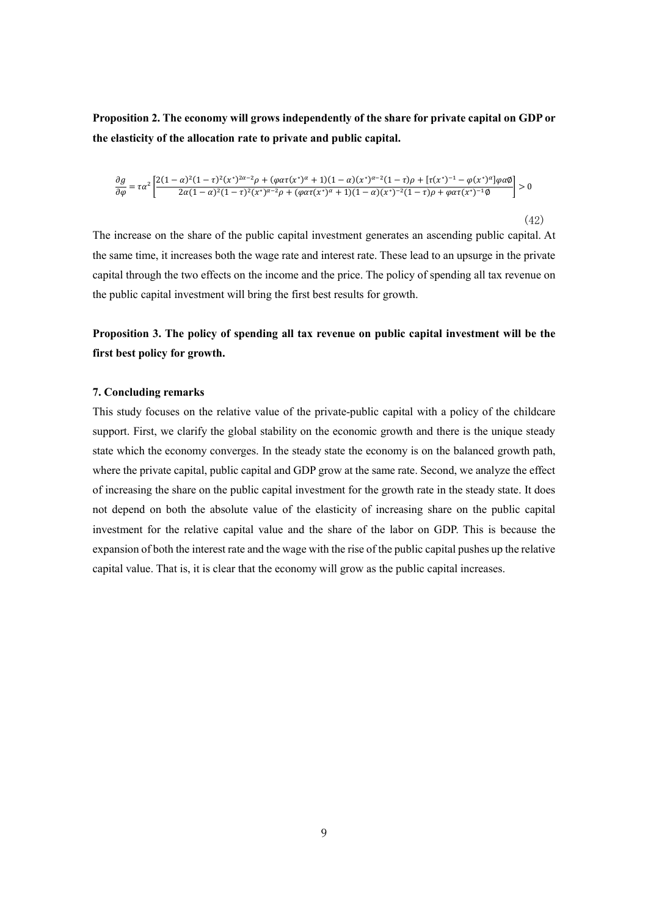**Proposition 2. The economy will grows independently of the share for private capital on GDP or the elasticity of the allocation rate to private and public capital.**

$$\frac{\partial g}{\partial \varphi} = \tau\alpha^2 \left[ \frac{2(1-\alpha)^2(1-\tau)^2(x^*)^{2\alpha-2}\rho + (\varphi\alpha\tau(x^*)^\alpha + 1)(1-\alpha)(x^*)^{\alpha-2}(1-\tau)\rho + [\tau(x^*)^{-1} - \varphi(x^*)^\alpha]\varphi\alpha\emptyset}{2\alpha(1-\alpha)^2(1-\tau)^2(x^*)^{\alpha-2}\rho + (\varphi\alpha\tau(x^*)^\alpha + 1)(1-\alpha)(x^*)^{-2}(1-\tau)\rho + \varphi\alpha\tau(x^*)^{-1}\emptyset} \right] > 0 \tag{42}$$

The increase on the share of the public capital investment generates an ascending public capital. At the same time, it increases both the wage rate and interest rate. These lead to an upsurge in the private capital through the two effects on the income and the price. The policy of spending all tax revenue on the public capital investment will bring the first best results for growth.

**Proposition 3. The policy of spending all tax revenue on public capital investment will be the first best policy for growth.**

## 7. Concluding remarks

This study focuses on the relative value of the private-public capital with a policy of the childcare support. First, we clarify the global stability on the economic growth and there is the unique steady state which the economy converges. In the steady state the economy is on the balanced growth path, where the private capital, public capital and GDP grow at the same rate. Second, we analyze the effect of increasing the share on the public capital investment for the growth rate in the steady state. It does not depend on both the absolute value of the elasticity of increasing share on the public capital investment for the relative capital value and the share of the labor on GDP. This is because the expansion of both the interest rate and the wage with the rise of the public capital pushes up the relative capital value. That is, it is clear that the economy will grow as the public capital increases.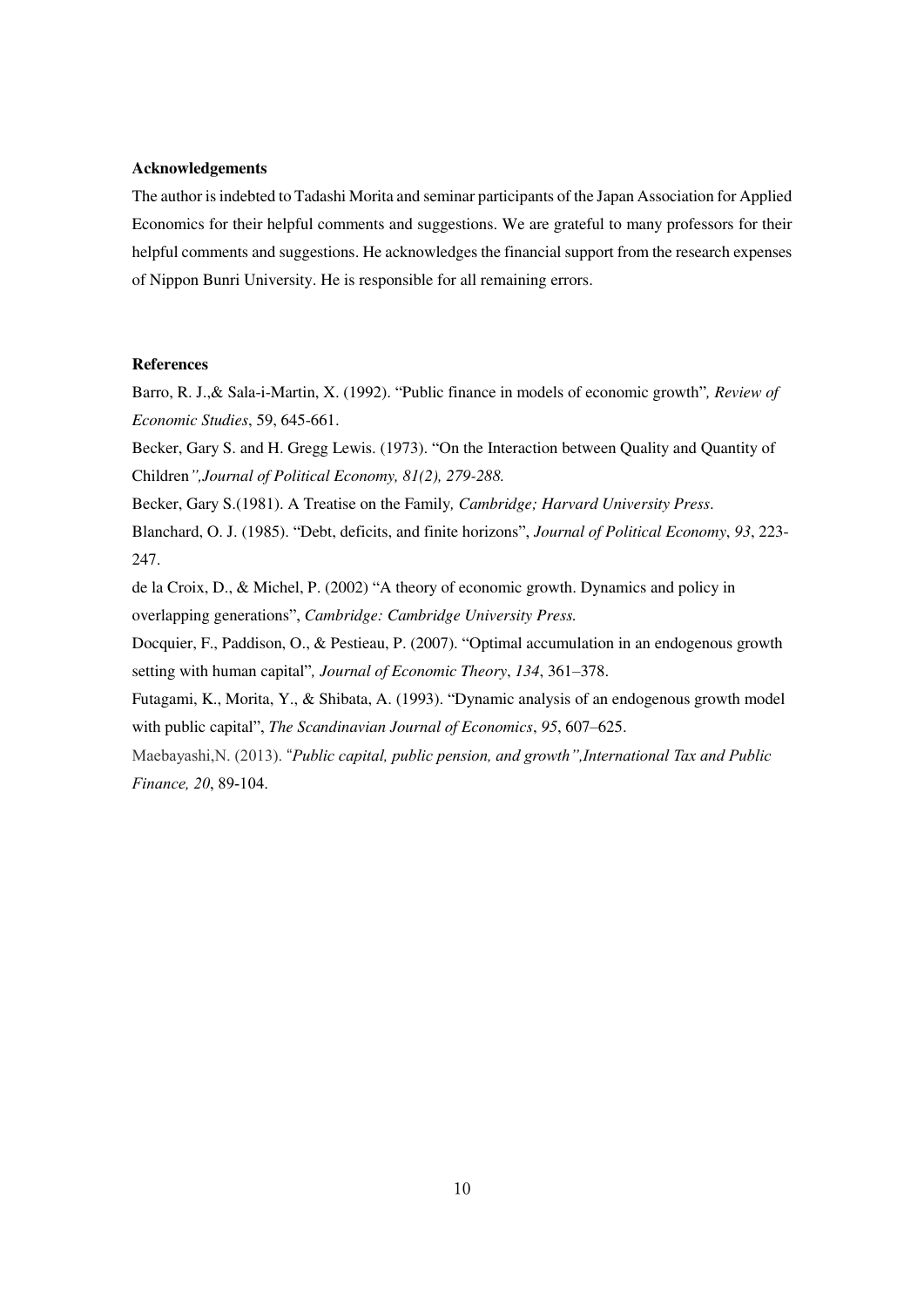**Acknowledgements**

The author is indebted to Tadashi Morita and seminar participants of the Japan Association for Applied Economics for their helpful comments and suggestions. We are grateful to many professors for their helpful comments and suggestions. He acknowledges the financial support from the research expenses of Nippon Bunri University. He is responsible for all remaining errors.

**References**

Barro, R. J.,& Sala-i-Martin, X. (1992). "Public finance in models of economic growth"*, Review of Economic Studies*, 59, 645-661.

Becker, Gary S. and H. Gregg Lewis. (1973). "On the Interaction between Quality and Quantity of Children*",Journal of Political Economy, 81(2), 279-288.*

Becker, Gary S.(1981). A Treatise on the Family*, Cambridge; Harvard University Press.*

Blanchard, O. J. (1985). "Debt, deficits, and finite horizons", *Journal of Political Economy*, *93*, 223-247.

de la Croix, D., & Michel, P. (2002) "A theory of economic growth. Dynamics and policy in overlapping generations", *Cambridge: Cambridge University Press.*

Docquier, F., Paddison, O., & Pestieau, P. (2007). "Optimal accumulation in an endogenous growth setting with human capital"*, Journal of Economic Theory*, *134*, 361–378.

Futagami, K., Morita, Y., & Shibata, A. (1993). "Dynamic analysis of an endogenous growth model with public capital", *The Scandinavian Journal of Economics*, *95*, 607–625.

Maebayashi,N. (2013). "*Public capital, public pension, and growth",International Tax and Public Finance, 20*, 89-104.